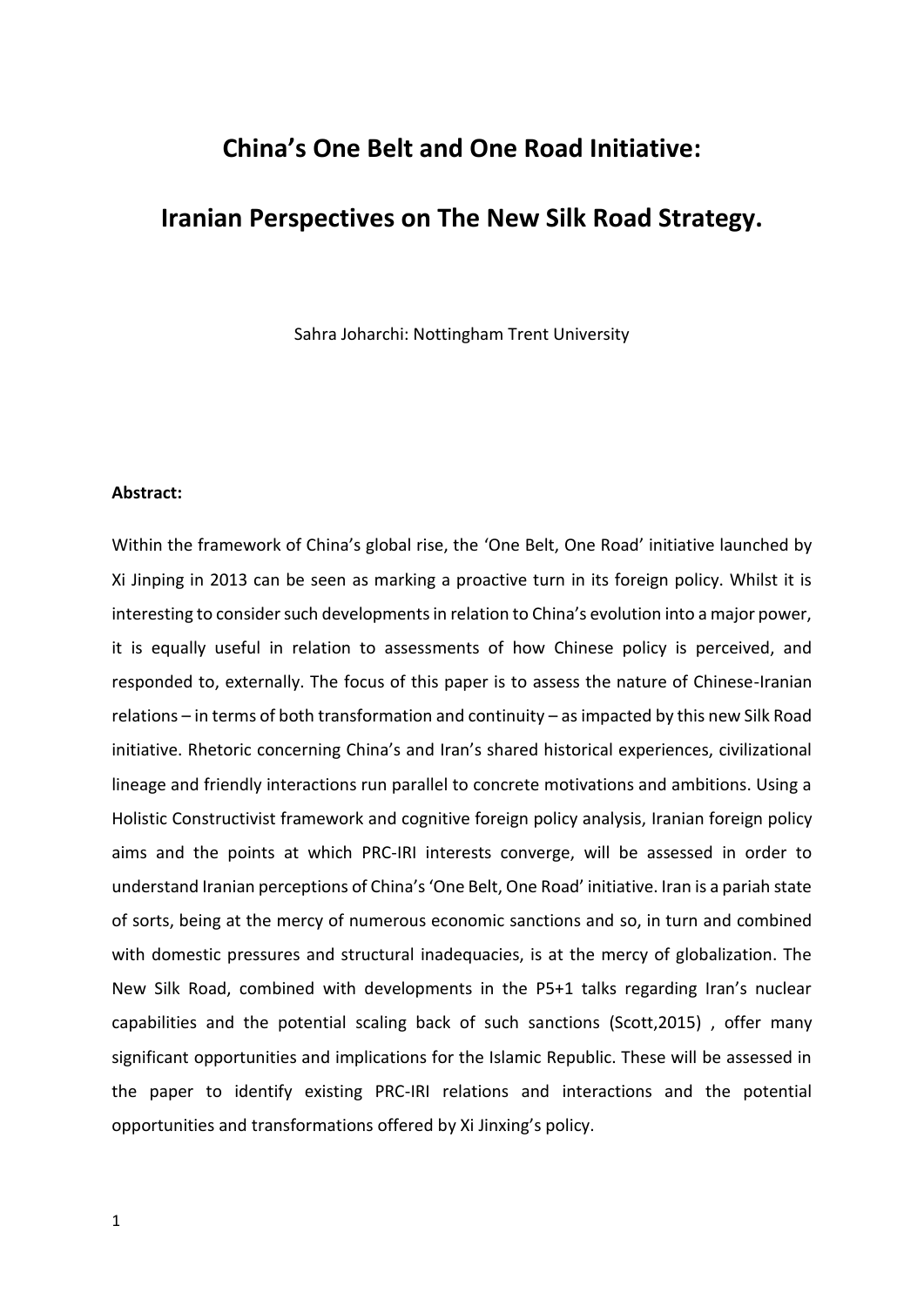# China's One Belt and One Road Initiative:

# Iranian Perspectives on The New Silk Road Strategy.

Sahra Joharchi: Nottingham Trent University

**Abstract:**

Within the framework of China's global rise, the 'One Belt, One Road' initiative launched by Xi Jinping in 2013 can be seen as marking a proactive turn in its foreign policy. Whilst it is interesting to consider such developments in relation to China's evolution into a major power, it is equally useful in relation to assessments of how Chinese policy is perceived, and responded to, externally. The focus of this paper is to assess the nature of Chinese-Iranian relations – in terms of both transformation and continuity – as impacted by this new Silk Road initiative. Rhetoric concerning China's and Iran's shared historical experiences, civilizational lineage and friendly interactions run parallel to concrete motivations and ambitions. Using a Holistic Constructivist framework and cognitive foreign policy analysis, Iranian foreign policy aims and the points at which PRC-IRI interests converge, will be assessed in order to understand Iranian perceptions of China's 'One Belt, One Road' initiative. Iran is a pariah state of sorts, being at the mercy of numerous economic sanctions and so, in turn and combined with domestic pressures and structural inadequacies, is at the mercy of globalization. The New Silk Road, combined with developments in the P5+1 talks regarding Iran's nuclear capabilities and the potential scaling back of such sanctions (Scott,2015) , offer many significant opportunities and implications for the Islamic Republic. These will be assessed in the paper to identify existing PRC-IRI relations and interactions and the potential opportunities and transformations offered by Xi Jinxing's policy.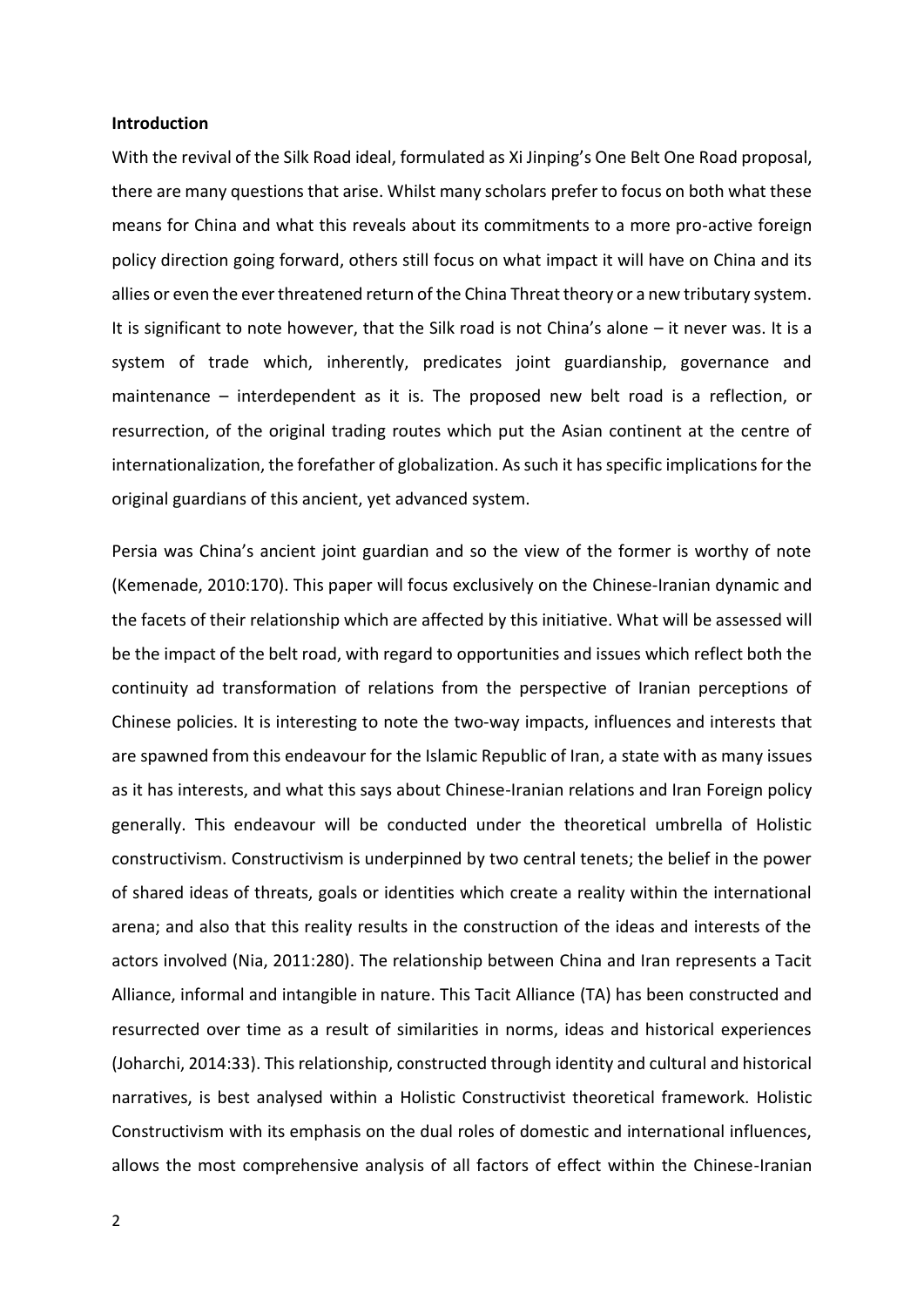**Introduction**

With the revival of the Silk Road ideal, formulated as Xi Jinping's One Belt One Road proposal, there are many questions that arise. Whilst many scholars prefer to focus on both what these means for China and what this reveals about its commitments to a more pro-active foreign policy direction going forward, others still focus on what impact it will have on China and its allies or even the ever threatened return of the China Threat theory or a new tributary system. It is significant to note however, that the Silk road is not China's alone – it never was. It is a system of trade which, inherently, predicates joint guardianship, governance and maintenance – interdependent as it is. The proposed new belt road is a reflection, or resurrection, of the original trading routes which put the Asian continent at the centre of internationalization, the forefather of globalization. As such it has specific implications for the original guardians of this ancient, yet advanced system.

Persia was China's ancient joint guardian and so the view of the former is worthy of note (Kemenade, 2010:170). This paper will focus exclusively on the Chinese-Iranian dynamic and the facets of their relationship which are affected by this initiative. What will be assessed will be the impact of the belt road, with regard to opportunities and issues which reflect both the continuity ad transformation of relations from the perspective of Iranian perceptions of Chinese policies. It is interesting to note the two-way impacts, influences and interests that are spawned from this endeavour for the Islamic Republic of Iran, a state with as many issues as it has interests, and what this says about Chinese-Iranian relations and Iran Foreign policy generally. This endeavour will be conducted under the theoretical umbrella of Holistic constructivism. Constructivism is underpinned by two central tenets; the belief in the power of shared ideas of threats, goals or identities which create a reality within the international arena; and also that this reality results in the construction of the ideas and interests of the actors involved (Nia, 2011:280). The relationship between China and Iran represents a Tacit Alliance, informal and intangible in nature. This Tacit Alliance (TA) has been constructed and resurrected over time as a result of similarities in norms, ideas and historical experiences (Joharchi, 2014:33). This relationship, constructed through identity and cultural and historical narratives, is best analysed within a Holistic Constructivist theoretical framework. Holistic Constructivism with its emphasis on the dual roles of domestic and international influences, allows the most comprehensive analysis of all factors of effect within the Chinese-Iranian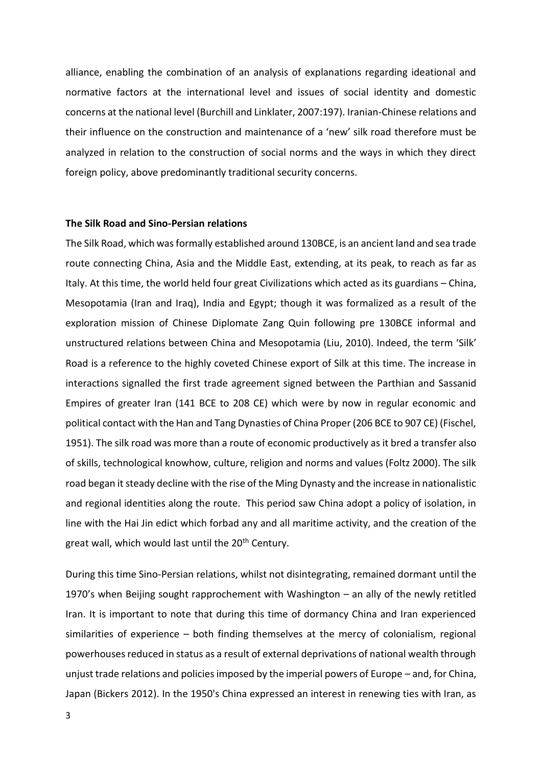alliance, enabling the combination of an analysis of explanations regarding ideational and normative factors at the international level and issues of social identity and domestic concerns at the national level (Burchill and Linklater, 2007:197). Iranian-Chinese relations and their influence on the construction and maintenance of a 'new' silk road therefore must be analyzed in relation to the construction of social norms and the ways in which they direct foreign policy, above predominantly traditional security concerns.

**The Silk Road and Sino-Persian relations**

The Silk Road, which was formally established around 130BCE, is an ancient land and sea trade route connecting China, Asia and the Middle East, extending, at its peak, to reach as far as Italy. At this time, the world held four great Civilizations which acted as its guardians – China, Mesopotamia (Iran and Iraq), India and Egypt; though it was formalized as a result of the exploration mission of Chinese Diplomate Zang Quin following pre 130BCE informal and unstructured relations between China and Mesopotamia (Liu, 2010). Indeed, the term 'Silk' Road is a reference to the highly coveted Chinese export of Silk at this time. The increase in interactions signalled the first trade agreement signed between the Parthian and Sassanid Empires of greater Iran (141 BCE to 208 CE) which were by now in regular economic and political contact with the Han and Tang Dynasties of China Proper (206 BCE to 907 CE) (Fischel, 1951). The silk road was more than a route of economic productively as it bred a transfer also of skills, technological knowhow, culture, religion and norms and values (Foltz 2000). The silk road began it steady decline with the rise of the Ming Dynasty and the increase in nationalistic and regional identities along the route. This period saw China adopt a policy of isolation, in line with the Hai Jin edict which forbad any and all maritime activity, and the creation of the great wall, which would last until the 20th Century.

During this time Sino-Persian relations, whilst not disintegrating, remained dormant until the 1970's when Beijing sought rapprochement with Washington – an ally of the newly retitled Iran. It is important to note that during this time of dormancy China and Iran experienced similarities of experience – both finding themselves at the mercy of colonialism, regional powerhouses reduced in status as a result of external deprivations of national wealth through unjust trade relations and policies imposed by the imperial powers of Europe – and, for China, Japan (Bickers 2012). In the 1950's China expressed an interest in renewing ties with Iran, as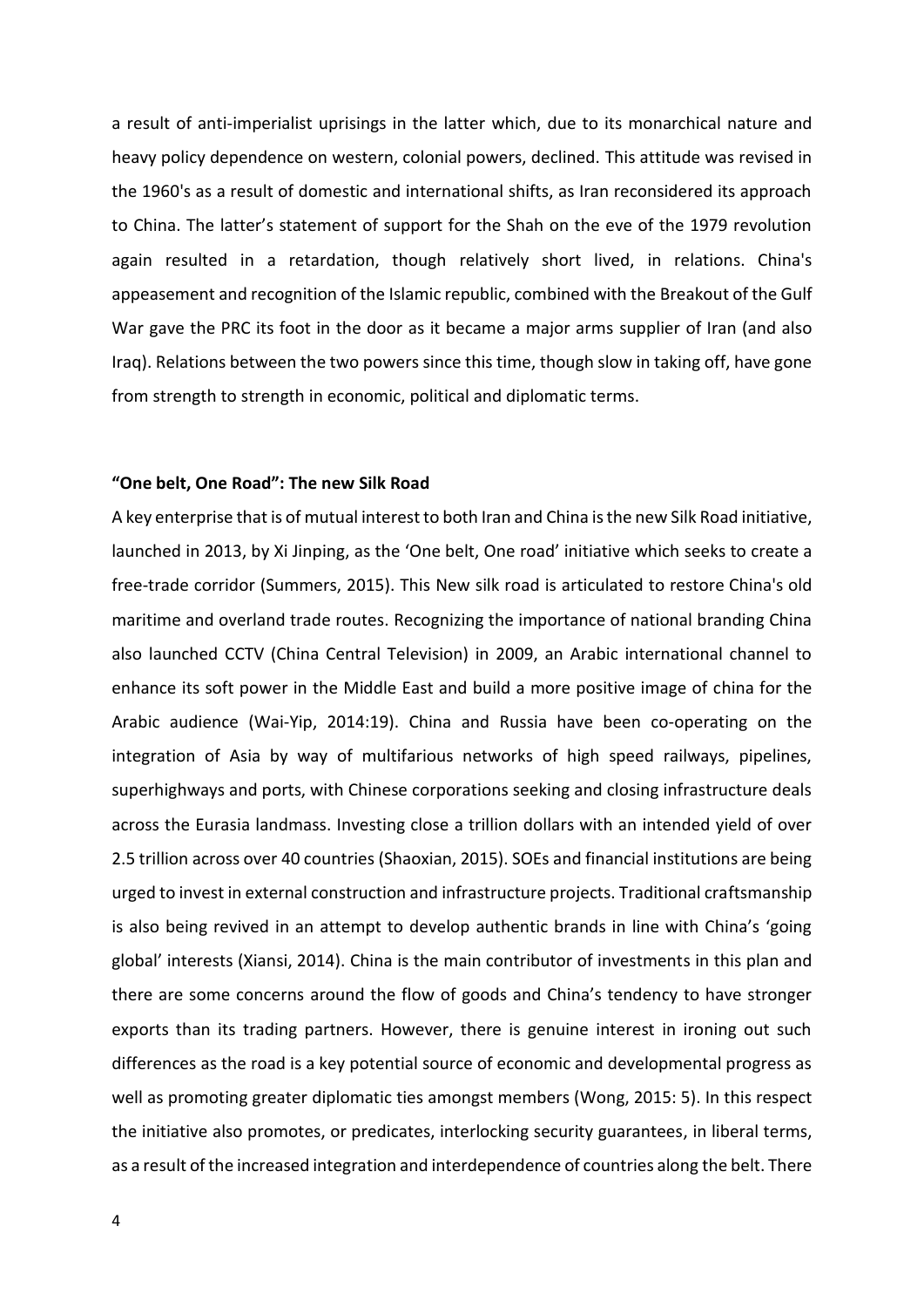a result of anti-imperialist uprisings in the latter which, due to its monarchical nature and heavy policy dependence on western, colonial powers, declined. This attitude was revised in the 1960's as a result of domestic and international shifts, as Iran reconsidered its approach to China. The latter's statement of support for the Shah on the eve of the 1979 revolution again resulted in a retardation, though relatively short lived, in relations. China's appeasement and recognition of the Islamic republic, combined with the Breakout of the Gulf War gave the PRC its foot in the door as it became a major arms supplier of Iran (and also Iraq). Relations between the two powers since this time, though slow in taking off, have gone from strength to strength in economic, political and diplomatic terms.

### "One belt, One Road": The new Silk Road

A key enterprise that is of mutual interest to both Iran and China is the new Silk Road initiative, launched in 2013, by Xi Jinping, as the 'One belt, One road' initiative which seeks to create a free-trade corridor (Summers, 2015). This New silk road is articulated to restore China's old maritime and overland trade routes. Recognizing the importance of national branding China also launched CCTV (China Central Television) in 2009, an Arabic international channel to enhance its soft power in the Middle East and build a more positive image of china for the Arabic audience (Wai-Yip, 2014:19). China and Russia have been co-operating on the integration of Asia by way of multifarious networks of high speed railways, pipelines, superhighways and ports, with Chinese corporations seeking and closing infrastructure deals across the Eurasia landmass. Investing close a trillion dollars with an intended yield of over 2.5 trillion across over 40 countries (Shaoxian, 2015). SOEs and financial institutions are being urged to invest in external construction and infrastructure projects. Traditional craftsmanship is also being revived in an attempt to develop authentic brands in line with China's 'going global' interests (Xiansi, 2014). China is the main contributor of investments in this plan and there are some concerns around the flow of goods and China's tendency to have stronger exports than its trading partners. However, there is genuine interest in ironing out such differences as the road is a key potential source of economic and developmental progress as well as promoting greater diplomatic ties amongst members (Wong, 2015: 5). In this respect the initiative also promotes, or predicates, interlocking security guarantees, in liberal terms, as a result of the increased integration and interdependence of countries along the belt. There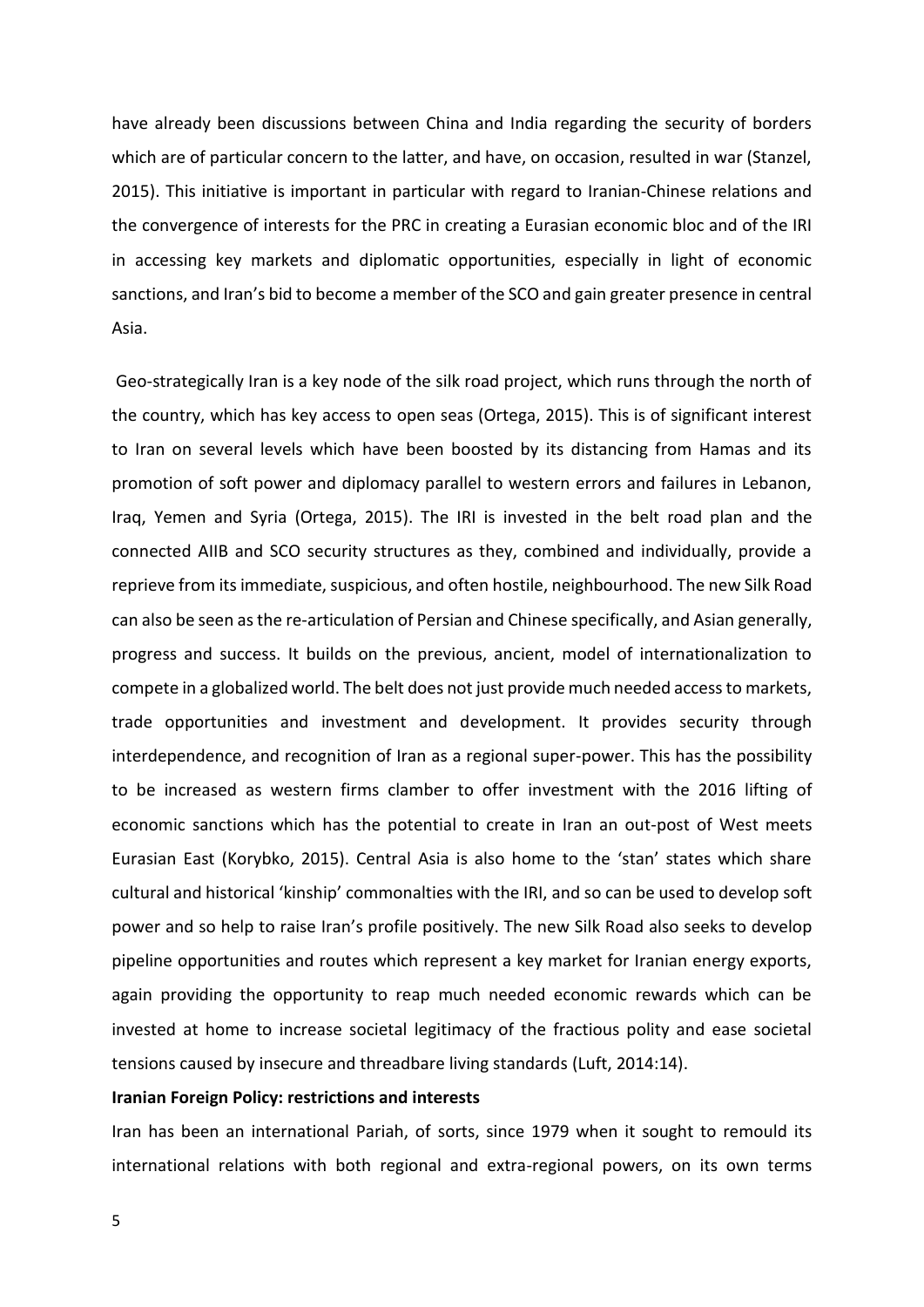have already been discussions between China and India regarding the security of borders which are of particular concern to the latter, and have, on occasion, resulted in war (Stanzel, 2015). This initiative is important in particular with regard to Iranian-Chinese relations and the convergence of interests for the PRC in creating a Eurasian economic bloc and of the IRI in accessing key markets and diplomatic opportunities, especially in light of economic sanctions, and Iran's bid to become a member of the SCO and gain greater presence in central Asia.

Geo-strategically Iran is a key node of the silk road project, which runs through the north of the country, which has key access to open seas (Ortega, 2015). This is of significant interest to Iran on several levels which have been boosted by its distancing from Hamas and its promotion of soft power and diplomacy parallel to western errors and failures in Lebanon, Iraq, Yemen and Syria (Ortega, 2015). The IRI is invested in the belt road plan and the connected AIIB and SCO security structures as they, combined and individually, provide a reprieve from its immediate, suspicious, and often hostile, neighbourhood. The new Silk Road can also be seen as the re-articulation of Persian and Chinese specifically, and Asian generally, progress and success. It builds on the previous, ancient, model of internationalization to compete in a globalized world. The belt does not just provide much needed access to markets, trade opportunities and investment and development. It provides security through interdependence, and recognition of Iran as a regional super-power. This has the possibility to be increased as western firms clamber to offer investment with the 2016 lifting of economic sanctions which has the potential to create in Iran an out-post of West meets Eurasian East (Korybko, 2015). Central Asia is also home to the 'stan' states which share cultural and historical 'kinship' commonalties with the IRI, and so can be used to develop soft power and so help to raise Iran's profile positively. The new Silk Road also seeks to develop pipeline opportunities and routes which represent a key market for Iranian energy exports, again providing the opportunity to reap much needed economic rewards which can be invested at home to increase societal legitimacy of the fractious polity and ease societal tensions caused by insecure and threadbare living standards (Luft, 2014:14).

**Iranian Foreign Policy: restrictions and interests**

Iran has been an international Pariah, of sorts, since 1979 when it sought to remould its international relations with both regional and extra-regional powers, on its own terms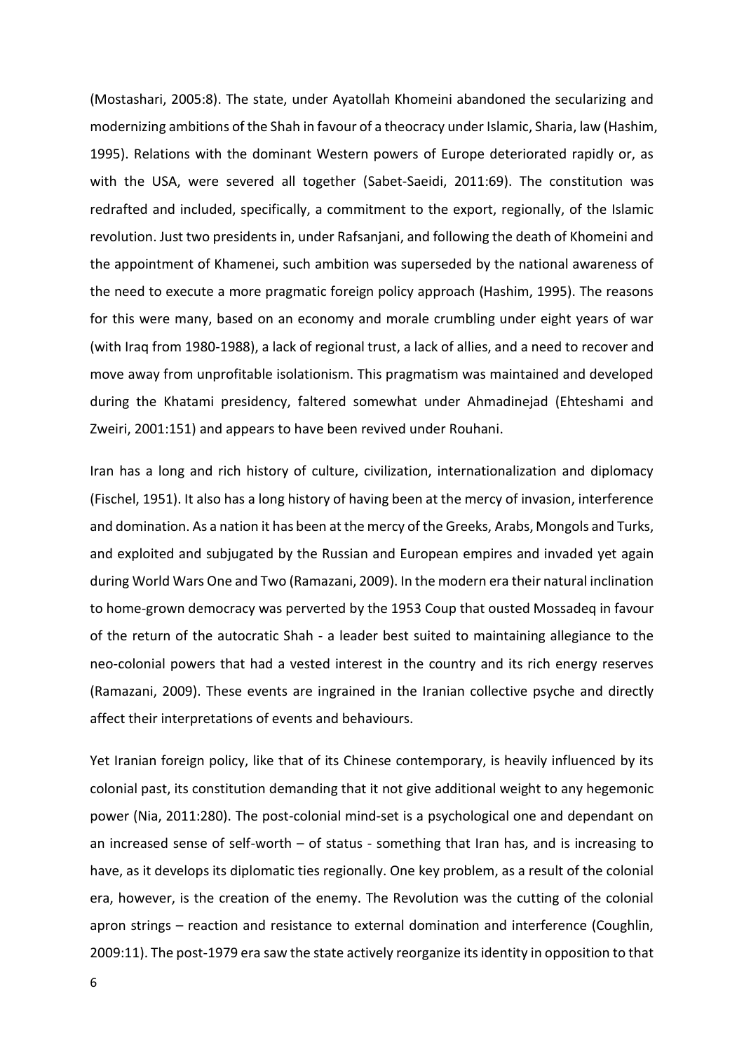(Mostashari, 2005:8). The state, under Ayatollah Khomeini abandoned the secularizing and modernizing ambitions of the Shah in favour of a theocracy under Islamic, Sharia, law (Hashim, 1995). Relations with the dominant Western powers of Europe deteriorated rapidly or, as with the USA, were severed all together (Sabet-Saeidi, 2011:69). The constitution was redrafted and included, specifically, a commitment to the export, regionally, of the Islamic revolution. Just two presidents in, under Rafsanjani, and following the death of Khomeini and the appointment of Khamenei, such ambition was superseded by the national awareness of the need to execute a more pragmatic foreign policy approach (Hashim, 1995). The reasons for this were many, based on an economy and morale crumbling under eight years of war (with Iraq from 1980-1988), a lack of regional trust, a lack of allies, and a need to recover and move away from unprofitable isolationism. This pragmatism was maintained and developed during the Khatami presidency, faltered somewhat under Ahmadinejad (Ehteshami and Zweiri, 2001:151) and appears to have been revived under Rouhani.

Iran has a long and rich history of culture, civilization, internationalization and diplomacy (Fischel, 1951). It also has a long history of having been at the mercy of invasion, interference and domination. As a nation it has been at the mercy of the Greeks, Arabs, Mongols and Turks, and exploited and subjugated by the Russian and European empires and invaded yet again during World Wars One and Two (Ramazani, 2009). In the modern era their natural inclination to home-grown democracy was perverted by the 1953 Coup that ousted Mossadeq in favour of the return of the autocratic Shah - a leader best suited to maintaining allegiance to the neo-colonial powers that had a vested interest in the country and its rich energy reserves (Ramazani, 2009). These events are ingrained in the Iranian collective psyche and directly affect their interpretations of events and behaviours.

Yet Iranian foreign policy, like that of its Chinese contemporary, is heavily influenced by its colonial past, its constitution demanding that it not give additional weight to any hegemonic power (Nia, 2011:280). The post-colonial mind-set is a psychological one and dependant on an increased sense of self-worth – of status - something that Iran has, and is increasing to have, as it develops its diplomatic ties regionally. One key problem, as a result of the colonial era, however, is the creation of the enemy. The Revolution was the cutting of the colonial apron strings – reaction and resistance to external domination and interference (Coughlin, 2009:11). The post-1979 era saw the state actively reorganize its identity in opposition to that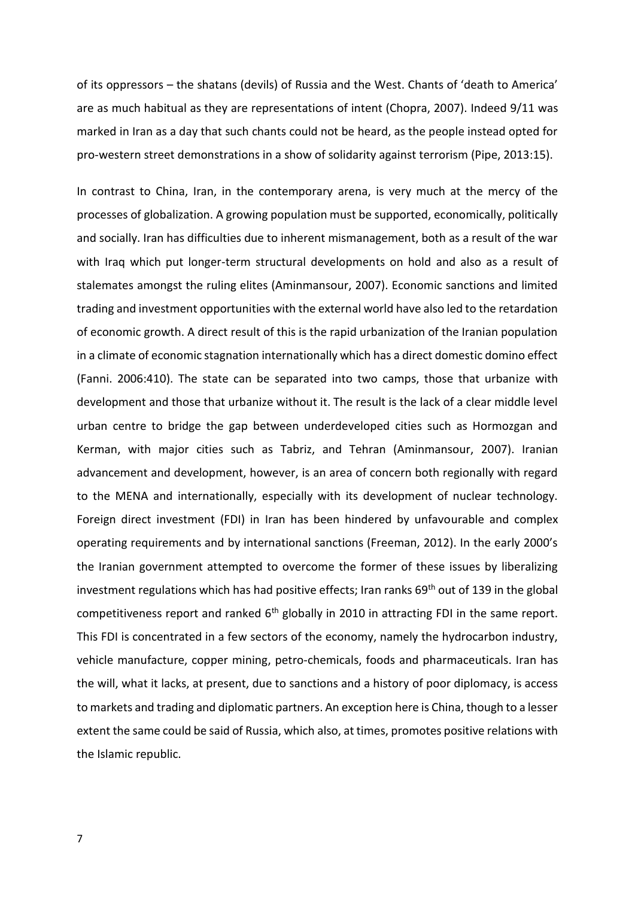of its oppressors – the shatans (devils) of Russia and the West. Chants of 'death to America' are as much habitual as they are representations of intent (Chopra, 2007). Indeed 9/11 was marked in Iran as a day that such chants could not be heard, as the people instead opted for pro-western street demonstrations in a show of solidarity against terrorism (Pipe, 2013:15).

In contrast to China, Iran, in the contemporary arena, is very much at the mercy of the processes of globalization. A growing population must be supported, economically, politically and socially. Iran has difficulties due to inherent mismanagement, both as a result of the war with Iraq which put longer-term structural developments on hold and also as a result of stalemates amongst the ruling elites (Aminmansour, 2007). Economic sanctions and limited trading and investment opportunities with the external world have also led to the retardation of economic growth. A direct result of this is the rapid urbanization of the Iranian population in a climate of economic stagnation internationally which has a direct domestic domino effect (Fanni. 2006:410). The state can be separated into two camps, those that urbanize with development and those that urbanize without it. The result is the lack of a clear middle level urban centre to bridge the gap between underdeveloped cities such as Hormozgan and Kerman, with major cities such as Tabriz, and Tehran (Aminmansour, 2007). Iranian advancement and development, however, is an area of concern both regionally with regard to the MENA and internationally, especially with its development of nuclear technology. Foreign direct investment (FDI) in Iran has been hindered by unfavourable and complex operating requirements and by international sanctions (Freeman, 2012). In the early 2000's the Iranian government attempted to overcome the former of these issues by liberalizing investment regulations which has had positive effects; Iran ranks 69th out of 139 in the global competitiveness report and ranked 6th globally in 2010 in attracting FDI in the same report. This FDI is concentrated in a few sectors of the economy, namely the hydrocarbon industry, vehicle manufacture, copper mining, petro-chemicals, foods and pharmaceuticals. Iran has the will, what it lacks, at present, due to sanctions and a history of poor diplomacy, is access to markets and trading and diplomatic partners. An exception here is China, though to a lesser extent the same could be said of Russia, which also, at times, promotes positive relations with the Islamic republic.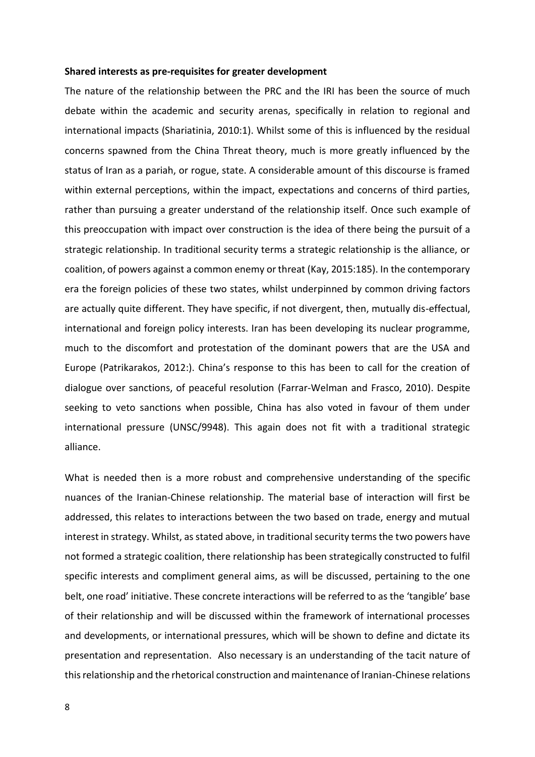**Shared interests as pre-requisites for greater development**

The nature of the relationship between the PRC and the IRI has been the source of much debate within the academic and security arenas, specifically in relation to regional and international impacts (Shariatinia, 2010:1). Whilst some of this is influenced by the residual concerns spawned from the China Threat theory, much is more greatly influenced by the status of Iran as a pariah, or rogue, state. A considerable amount of this discourse is framed within external perceptions, within the impact, expectations and concerns of third parties, rather than pursuing a greater understand of the relationship itself. Once such example of this preoccupation with impact over construction is the idea of there being the pursuit of a strategic relationship. In traditional security terms a strategic relationship is the alliance, or coalition, of powers against a common enemy or threat (Kay, 2015:185). In the contemporary era the foreign policies of these two states, whilst underpinned by common driving factors are actually quite different. They have specific, if not divergent, then, mutually dis-effectual, international and foreign policy interests. Iran has been developing its nuclear programme, much to the discomfort and protestation of the dominant powers that are the USA and Europe (Patrikarakos, 2012:). China's response to this has been to call for the creation of dialogue over sanctions, of peaceful resolution (Farrar-Welman and Frasco, 2010). Despite seeking to veto sanctions when possible, China has also voted in favour of them under international pressure (UNSC/9948). This again does not fit with a traditional strategic alliance.

What is needed then is a more robust and comprehensive understanding of the specific nuances of the Iranian-Chinese relationship. The material base of interaction will first be addressed, this relates to interactions between the two based on trade, energy and mutual interest in strategy. Whilst, as stated above, in traditional security terms the two powers have not formed a strategic coalition, there relationship has been strategically constructed to fulfil specific interests and compliment general aims, as will be discussed, pertaining to the one belt, one road' initiative. These concrete interactions will be referred to as the 'tangible' base of their relationship and will be discussed within the framework of international processes and developments, or international pressures, which will be shown to define and dictate its presentation and representation. Also necessary is an understanding of the tacit nature of this relationship and the rhetorical construction and maintenance of Iranian-Chinese relations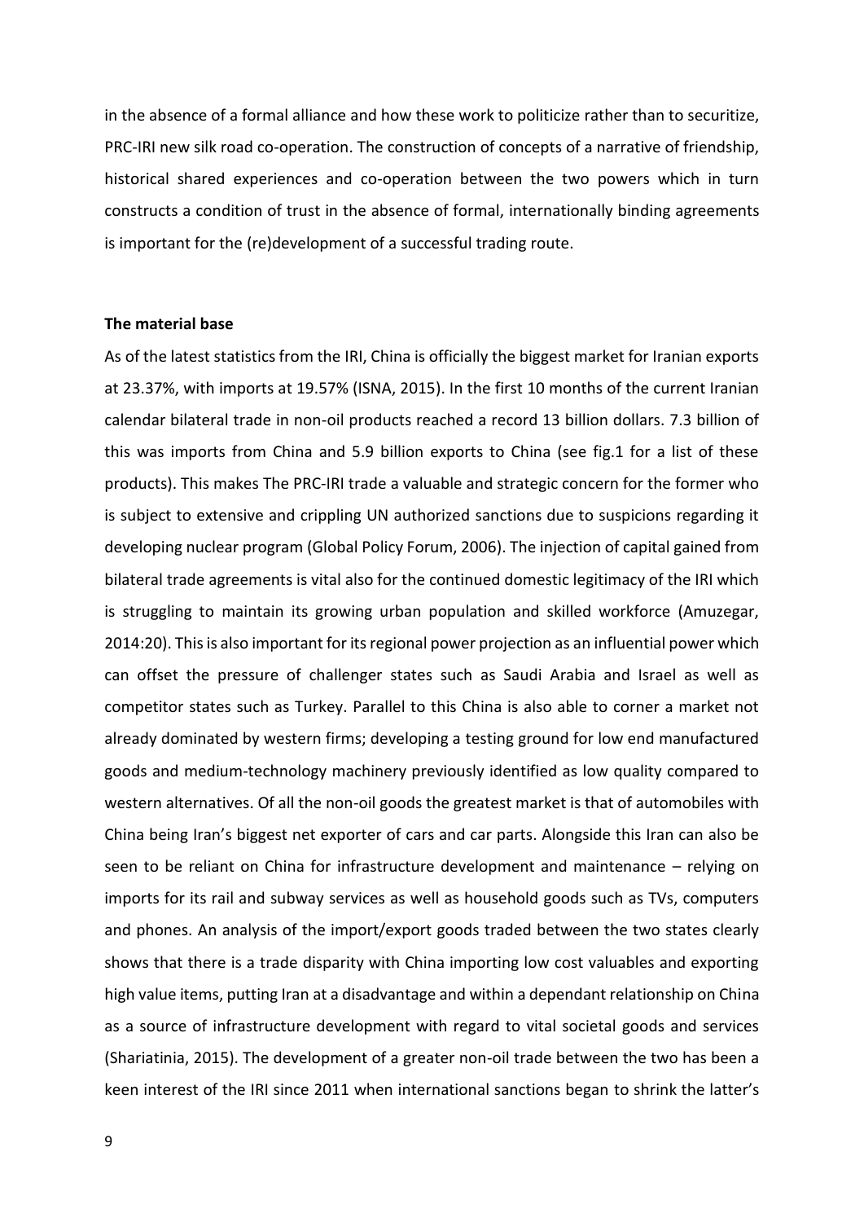in the absence of a formal alliance and how these work to politicize rather than to securitize, PRC-IRI new silk road co-operation. The construction of concepts of a narrative of friendship, historical shared experiences and co-operation between the two powers which in turn constructs a condition of trust in the absence of formal, internationally binding agreements is important for the (re)development of a successful trading route.

**The material base**

As of the latest statistics from the IRI, China is officially the biggest market for Iranian exports at 23.37%, with imports at 19.57% (ISNA, 2015). In the first 10 months of the current Iranian calendar bilateral trade in non-oil products reached a record 13 billion dollars. 7.3 billion of this was imports from China and 5.9 billion exports to China (see fig.1 for a list of these products). This makes The PRC-IRI trade a valuable and strategic concern for the former who is subject to extensive and crippling UN authorized sanctions due to suspicions regarding it developing nuclear program (Global Policy Forum, 2006). The injection of capital gained from bilateral trade agreements is vital also for the continued domestic legitimacy of the IRI which is struggling to maintain its growing urban population and skilled workforce (Amuzegar, 2014:20). This is also important for its regional power projection as an influential power which can offset the pressure of challenger states such as Saudi Arabia and Israel as well as competitor states such as Turkey. Parallel to this China is also able to corner a market not already dominated by western firms; developing a testing ground for low end manufactured goods and medium-technology machinery previously identified as low quality compared to western alternatives. Of all the non-oil goods the greatest market is that of automobiles with China being Iran's biggest net exporter of cars and car parts. Alongside this Iran can also be seen to be reliant on China for infrastructure development and maintenance – relying on imports for its rail and subway services as well as household goods such as TVs, computers and phones. An analysis of the import/export goods traded between the two states clearly shows that there is a trade disparity with China importing low cost valuables and exporting high value items, putting Iran at a disadvantage and within a dependant relationship on China as a source of infrastructure development with regard to vital societal goods and services (Shariatinia, 2015). The development of a greater non-oil trade between the two has been a keen interest of the IRI since 2011 when international sanctions began to shrink the latter's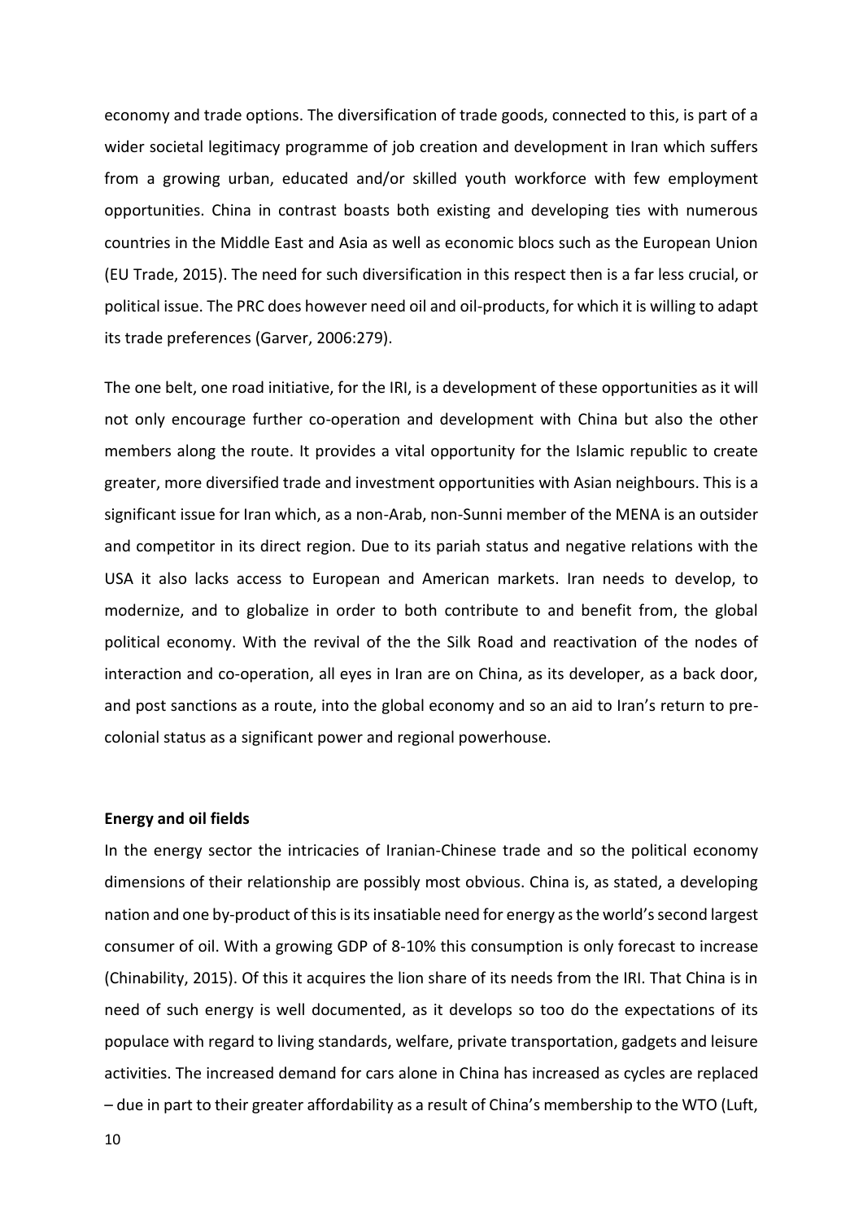economy and trade options. The diversification of trade goods, connected to this, is part of a wider societal legitimacy programme of job creation and development in Iran which suffers from a growing urban, educated and/or skilled youth workforce with few employment opportunities. China in contrast boasts both existing and developing ties with numerous countries in the Middle East and Asia as well as economic blocs such as the European Union (EU Trade, 2015). The need for such diversification in this respect then is a far less crucial, or political issue. The PRC does however need oil and oil-products, for which it is willing to adapt its trade preferences (Garver, 2006:279).

The one belt, one road initiative, for the IRI, is a development of these opportunities as it will not only encourage further co-operation and development with China but also the other members along the route. It provides a vital opportunity for the Islamic republic to create greater, more diversified trade and investment opportunities with Asian neighbours. This is a significant issue for Iran which, as a non-Arab, non-Sunni member of the MENA is an outsider and competitor in its direct region. Due to its pariah status and negative relations with the USA it also lacks access to European and American markets. Iran needs to develop, to modernize, and to globalize in order to both contribute to and benefit from, the global political economy. With the revival of the the Silk Road and reactivation of the nodes of interaction and co-operation, all eyes in Iran are on China, as its developer, as a back door, and post sanctions as a route, into the global economy and so an aid to Iran's return to pre-colonial status as a significant power and regional powerhouse.

**Energy and oil fields**

In the energy sector the intricacies of Iranian-Chinese trade and so the political economy dimensions of their relationship are possibly most obvious. China is, as stated, a developing nation and one by-product of this is its insatiable need for energy as the world's second largest consumer of oil. With a growing GDP of 8-10% this consumption is only forecast to increase (Chinability, 2015). Of this it acquires the lion share of its needs from the IRI. That China is in need of such energy is well documented, as it develops so too do the expectations of its populace with regard to living standards, welfare, private transportation, gadgets and leisure activities. The increased demand for cars alone in China has increased as cycles are replaced – due in part to their greater affordability as a result of China's membership to the WTO (Luft,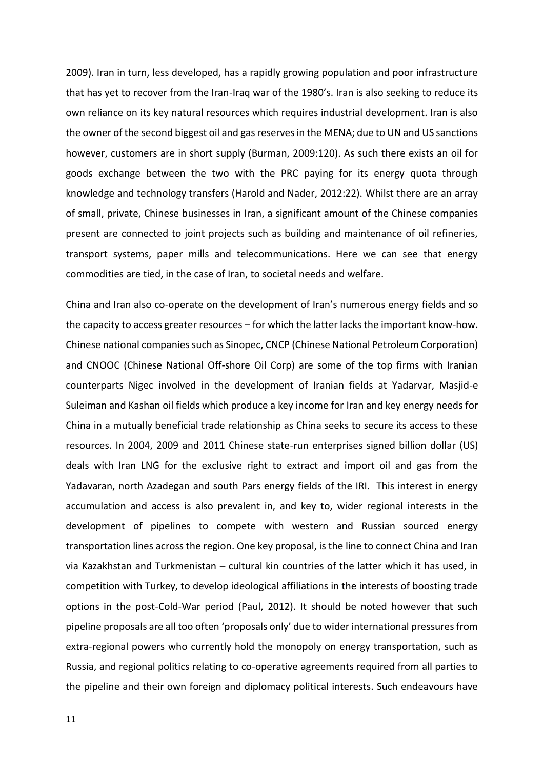2009). Iran in turn, less developed, has a rapidly growing population and poor infrastructure that has yet to recover from the Iran-Iraq war of the 1980's. Iran is also seeking to reduce its own reliance on its key natural resources which requires industrial development. Iran is also the owner of the second biggest oil and gas reserves in the MENA; due to UN and US sanctions however, customers are in short supply (Burman, 2009:120). As such there exists an oil for goods exchange between the two with the PRC paying for its energy quota through knowledge and technology transfers (Harold and Nader, 2012:22). Whilst there are an array of small, private, Chinese businesses in Iran, a significant amount of the Chinese companies present are connected to joint projects such as building and maintenance of oil refineries, transport systems, paper mills and telecommunications. Here we can see that energy commodities are tied, in the case of Iran, to societal needs and welfare.

China and Iran also co-operate on the development of Iran's numerous energy fields and so the capacity to access greater resources – for which the latter lacks the important know-how. Chinese national companies such as Sinopec, CNCP (Chinese National Petroleum Corporation) and CNOOC (Chinese National Off-shore Oil Corp) are some of the top firms with Iranian counterparts Nigec involved in the development of Iranian fields at Yadarvar, Masjid-e Suleiman and Kashan oil fields which produce a key income for Iran and key energy needs for China in a mutually beneficial trade relationship as China seeks to secure its access to these resources. In 2004, 2009 and 2011 Chinese state-run enterprises signed billion dollar (US) deals with Iran LNG for the exclusive right to extract and import oil and gas from the Yadavaran, north Azadegan and south Pars energy fields of the IRI. This interest in energy accumulation and access is also prevalent in, and key to, wider regional interests in the development of pipelines to compete with western and Russian sourced energy transportation lines across the region. One key proposal, is the line to connect China and Iran via Kazakhstan and Turkmenistan – cultural kin countries of the latter which it has used, in competition with Turkey, to develop ideological affiliations in the interests of boosting trade options in the post-Cold-War period (Paul, 2012). It should be noted however that such pipeline proposals are all too often 'proposals only' due to wider international pressures from extra-regional powers who currently hold the monopoly on energy transportation, such as Russia, and regional politics relating to co-operative agreements required from all parties to the pipeline and their own foreign and diplomacy political interests. Such endeavours have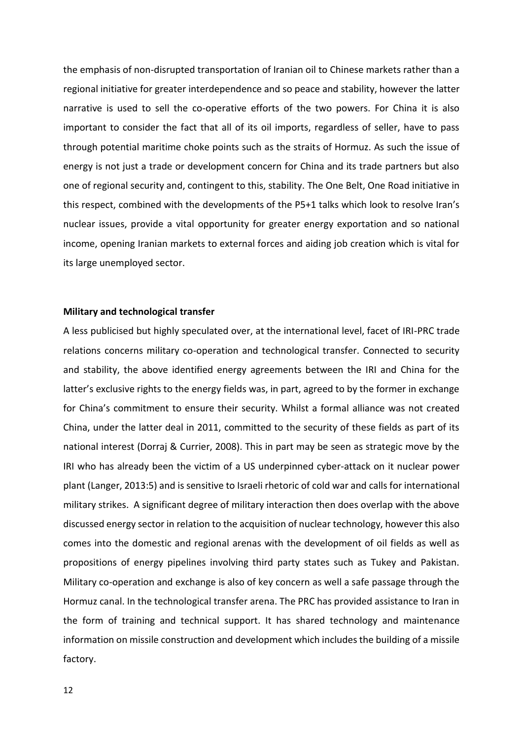the emphasis of non-disrupted transportation of Iranian oil to Chinese markets rather than a regional initiative for greater interdependence and so peace and stability, however the latter narrative is used to sell the co-operative efforts of the two powers. For China it is also important to consider the fact that all of its oil imports, regardless of seller, have to pass through potential maritime choke points such as the straits of Hormuz. As such the issue of energy is not just a trade or development concern for China and its trade partners but also one of regional security and, contingent to this, stability. The One Belt, One Road initiative in this respect, combined with the developments of the P5+1 talks which look to resolve Iran's nuclear issues, provide a vital opportunity for greater energy exportation and so national income, opening Iranian markets to external forces and aiding job creation which is vital for its large unemployed sector.

**Military and technological transfer**

A less publicised but highly speculated over, at the international level, facet of IRI-PRC trade relations concerns military co-operation and technological transfer. Connected to security and stability, the above identified energy agreements between the IRI and China for the latter's exclusive rights to the energy fields was, in part, agreed to by the former in exchange for China's commitment to ensure their security. Whilst a formal alliance was not created China, under the latter deal in 2011, committed to the security of these fields as part of its national interest (Dorraj & Currier, 2008). This in part may be seen as strategic move by the IRI who has already been the victim of a US underpinned cyber-attack on it nuclear power plant (Langer, 2013:5) and is sensitive to Israeli rhetoric of cold war and calls for international military strikes. A significant degree of military interaction then does overlap with the above discussed energy sector in relation to the acquisition of nuclear technology, however this also comes into the domestic and regional arenas with the development of oil fields as well as propositions of energy pipelines involving third party states such as Tukey and Pakistan. Military co-operation and exchange is also of key concern as well a safe passage through the Hormuz canal. In the technological transfer arena. The PRC has provided assistance to Iran in the form of training and technical support. It has shared technology and maintenance information on missile construction and development which includes the building of a missile factory.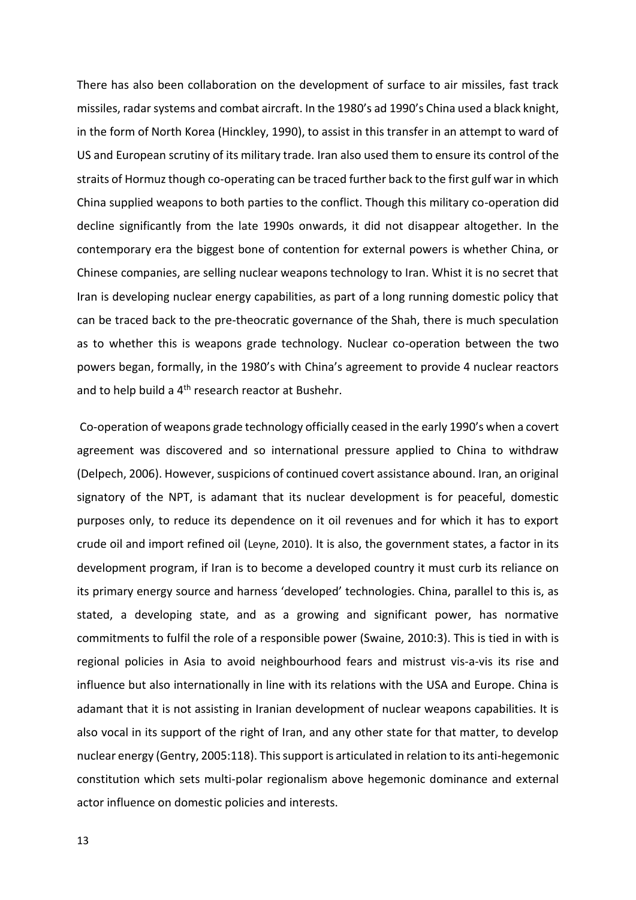There has also been collaboration on the development of surface to air missiles, fast track missiles, radar systems and combat aircraft. In the 1980's ad 1990's China used a black knight, in the form of North Korea (Hinckley, 1990), to assist in this transfer in an attempt to ward of US and European scrutiny of its military trade. Iran also used them to ensure its control of the straits of Hormuz though co-operating can be traced further back to the first gulf war in which China supplied weapons to both parties to the conflict. Though this military co-operation did decline significantly from the late 1990s onwards, it did not disappear altogether. In the contemporary era the biggest bone of contention for external powers is whether China, or Chinese companies, are selling nuclear weapons technology to Iran. Whist it is no secret that Iran is developing nuclear energy capabilities, as part of a long running domestic policy that can be traced back to the pre-theocratic governance of the Shah, there is much speculation as to whether this is weapons grade technology. Nuclear co-operation between the two powers began, formally, in the 1980's with China's agreement to provide 4 nuclear reactors and to help build a 4th research reactor at Bushehr.

Co-operation of weapons grade technology officially ceased in the early 1990's when a covert agreement was discovered and so international pressure applied to China to withdraw (Delpech, 2006). However, suspicions of continued covert assistance abound. Iran, an original signatory of the NPT, is adamant that its nuclear development is for peaceful, domestic purposes only, to reduce its dependence on it oil revenues and for which it has to export crude oil and import refined oil (Leyne, 2010). It is also, the government states, a factor in its development program, if Iran is to become a developed country it must curb its reliance on its primary energy source and harness 'developed' technologies. China, parallel to this is, as stated, a developing state, and as a growing and significant power, has normative commitments to fulfil the role of a responsible power (Swaine, 2010:3). This is tied in with is regional policies in Asia to avoid neighbourhood fears and mistrust vis-a-vis its rise and influence but also internationally in line with its relations with the USA and Europe. China is adamant that it is not assisting in Iranian development of nuclear weapons capabilities. It is also vocal in its support of the right of Iran, and any other state for that matter, to develop nuclear energy (Gentry, 2005:118). This support is articulated in relation to its anti-hegemonic constitution which sets multi-polar regionalism above hegemonic dominance and external actor influence on domestic policies and interests.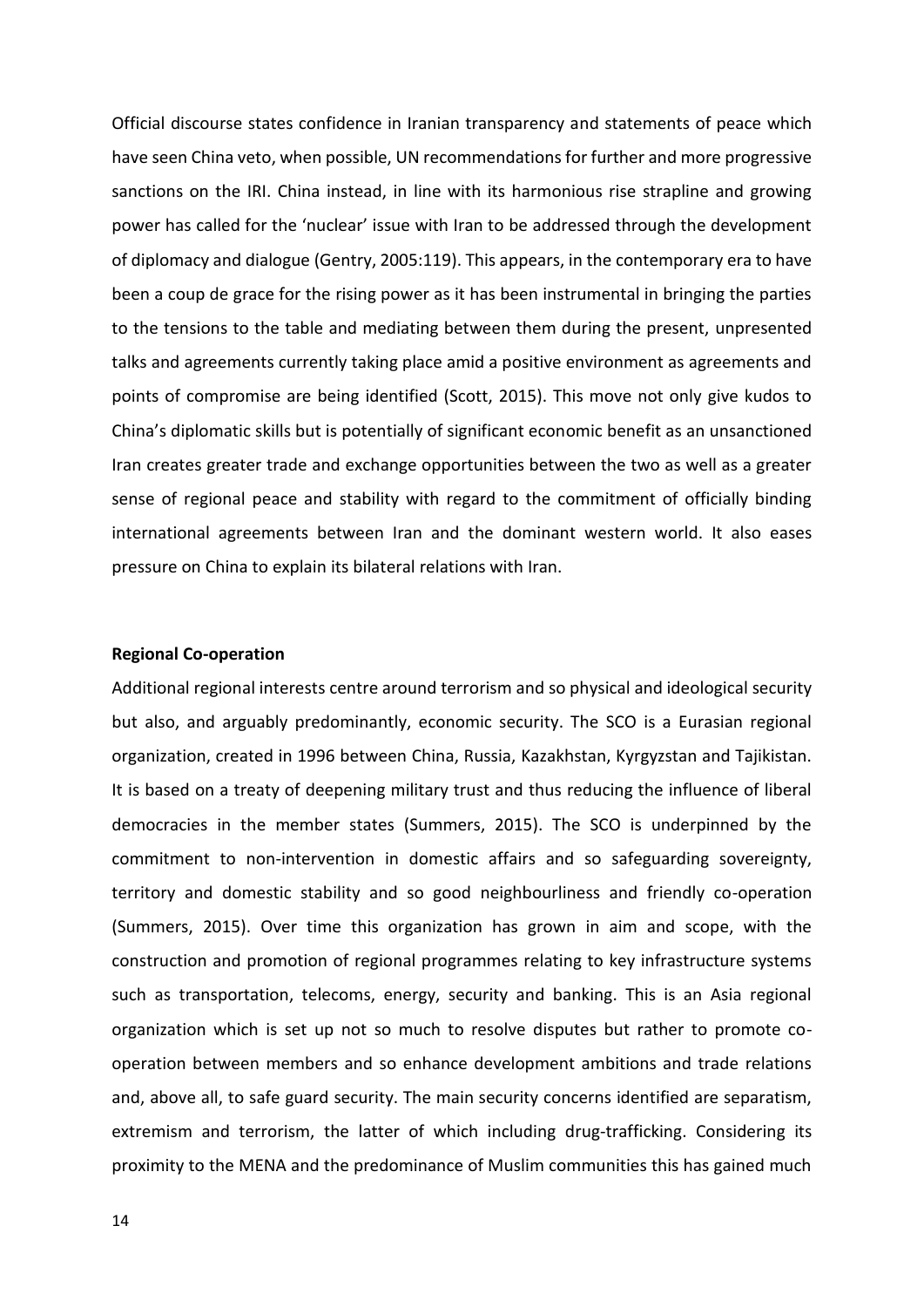Official discourse states confidence in Iranian transparency and statements of peace which have seen China veto, when possible, UN recommendations for further and more progressive sanctions on the IRI. China instead, in line with its harmonious rise strapline and growing power has called for the 'nuclear' issue with Iran to be addressed through the development of diplomacy and dialogue (Gentry, 2005:119). This appears, in the contemporary era to have been a coup de grace for the rising power as it has been instrumental in bringing the parties to the tensions to the table and mediating between them during the present, unpresented talks and agreements currently taking place amid a positive environment as agreements and points of compromise are being identified (Scott, 2015). This move not only give kudos to China's diplomatic skills but is potentially of significant economic benefit as an unsanctioned Iran creates greater trade and exchange opportunities between the two as well as a greater sense of regional peace and stability with regard to the commitment of officially binding international agreements between Iran and the dominant western world. It also eases pressure on China to explain its bilateral relations with Iran.

**Regional Co-operation**

Additional regional interests centre around terrorism and so physical and ideological security but also, and arguably predominantly, economic security. The SCO is a Eurasian regional organization, created in 1996 between China, Russia, Kazakhstan, Kyrgyzstan and Tajikistan. It is based on a treaty of deepening military trust and thus reducing the influence of liberal democracies in the member states (Summers, 2015). The SCO is underpinned by the commitment to non-intervention in domestic affairs and so safeguarding sovereignty, territory and domestic stability and so good neighbourliness and friendly co-operation (Summers, 2015). Over time this organization has grown in aim and scope, with the construction and promotion of regional programmes relating to key infrastructure systems such as transportation, telecoms, energy, security and banking. This is an Asia regional organization which is set up not so much to resolve disputes but rather to promote co-operation between members and so enhance development ambitions and trade relations and, above all, to safe guard security. The main security concerns identified are separatism, extremism and terrorism, the latter of which including drug-trafficking. Considering its proximity to the MENA and the predominance of Muslim communities this has gained much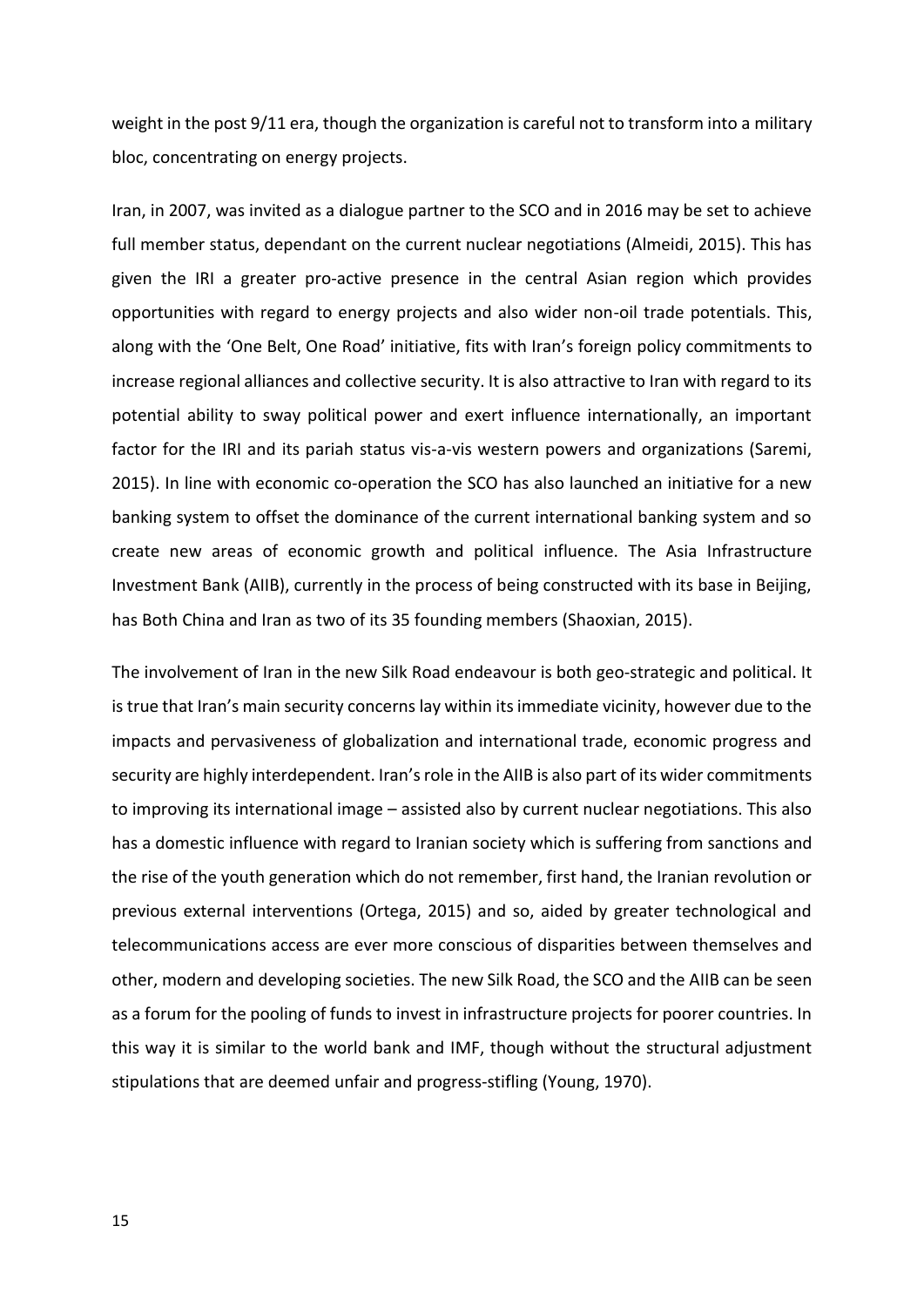weight in the post 9/11 era, though the organization is careful not to transform into a military bloc, concentrating on energy projects.

Iran, in 2007, was invited as a dialogue partner to the SCO and in 2016 may be set to achieve full member status, dependant on the current nuclear negotiations (Almeidi, 2015). This has given the IRI a greater pro-active presence in the central Asian region which provides opportunities with regard to energy projects and also wider non-oil trade potentials. This, along with the 'One Belt, One Road' initiative, fits with Iran's foreign policy commitments to increase regional alliances and collective security. It is also attractive to Iran with regard to its potential ability to sway political power and exert influence internationally, an important factor for the IRI and its pariah status vis-a-vis western powers and organizations (Saremi, 2015). In line with economic co-operation the SCO has also launched an initiative for a new banking system to offset the dominance of the current international banking system and so create new areas of economic growth and political influence. The Asia Infrastructure Investment Bank (AIIB), currently in the process of being constructed with its base in Beijing, has Both China and Iran as two of its 35 founding members (Shaoxian, 2015).

The involvement of Iran in the new Silk Road endeavour is both geo-strategic and political. It is true that Iran's main security concerns lay within its immediate vicinity, however due to the impacts and pervasiveness of globalization and international trade, economic progress and security are highly interdependent. Iran's role in the AIIB is also part of its wider commitments to improving its international image – assisted also by current nuclear negotiations. This also has a domestic influence with regard to Iranian society which is suffering from sanctions and the rise of the youth generation which do not remember, first hand, the Iranian revolution or previous external interventions (Ortega, 2015) and so, aided by greater technological and telecommunications access are ever more conscious of disparities between themselves and other, modern and developing societies. The new Silk Road, the SCO and the AIIB can be seen as a forum for the pooling of funds to invest in infrastructure projects for poorer countries. In this way it is similar to the world bank and IMF, though without the structural adjustment stipulations that are deemed unfair and progress-stifling (Young, 1970).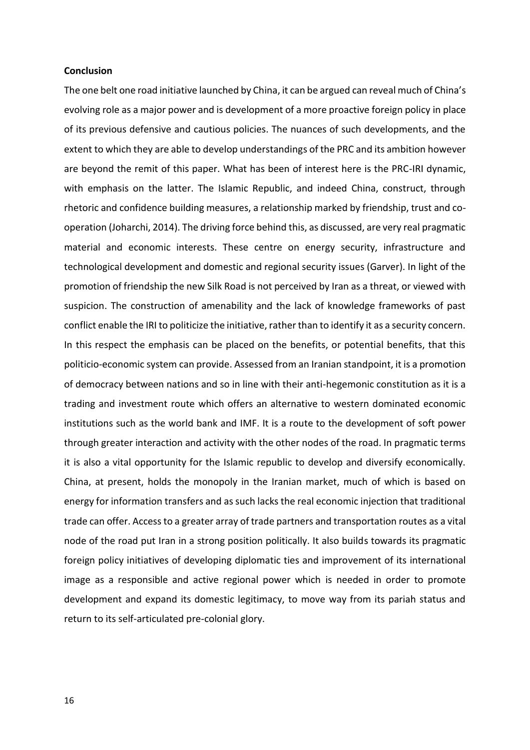**Conclusion**

The one belt one road initiative launched by China, it can be argued can reveal much of China's evolving role as a major power and is development of a more proactive foreign policy in place of its previous defensive and cautious policies. The nuances of such developments, and the extent to which they are able to develop understandings of the PRC and its ambition however are beyond the remit of this paper. What has been of interest here is the PRC-IRI dynamic, with emphasis on the latter. The Islamic Republic, and indeed China, construct, through rhetoric and confidence building measures, a relationship marked by friendship, trust and co-operation (Joharchi, 2014). The driving force behind this, as discussed, are very real pragmatic material and economic interests. These centre on energy security, infrastructure and technological development and domestic and regional security issues (Garver). In light of the promotion of friendship the new Silk Road is not perceived by Iran as a threat, or viewed with suspicion. The construction of amenability and the lack of knowledge frameworks of past conflict enable the IRI to politicize the initiative, rather than to identify it as a security concern. In this respect the emphasis can be placed on the benefits, or potential benefits, that this politicio-economic system can provide. Assessed from an Iranian standpoint, it is a promotion of democracy between nations and so in line with their anti-hegemonic constitution as it is a trading and investment route which offers an alternative to western dominated economic institutions such as the world bank and IMF. It is a route to the development of soft power through greater interaction and activity with the other nodes of the road. In pragmatic terms it is also a vital opportunity for the Islamic republic to develop and diversify economically. China, at present, holds the monopoly in the Iranian market, much of which is based on energy for information transfers and as such lacks the real economic injection that traditional trade can offer. Access to a greater array of trade partners and transportation routes as a vital node of the road put Iran in a strong position politically. It also builds towards its pragmatic foreign policy initiatives of developing diplomatic ties and improvement of its international image as a responsible and active regional power which is needed in order to promote development and expand its domestic legitimacy, to move way from its pariah status and return to its self-articulated pre-colonial glory.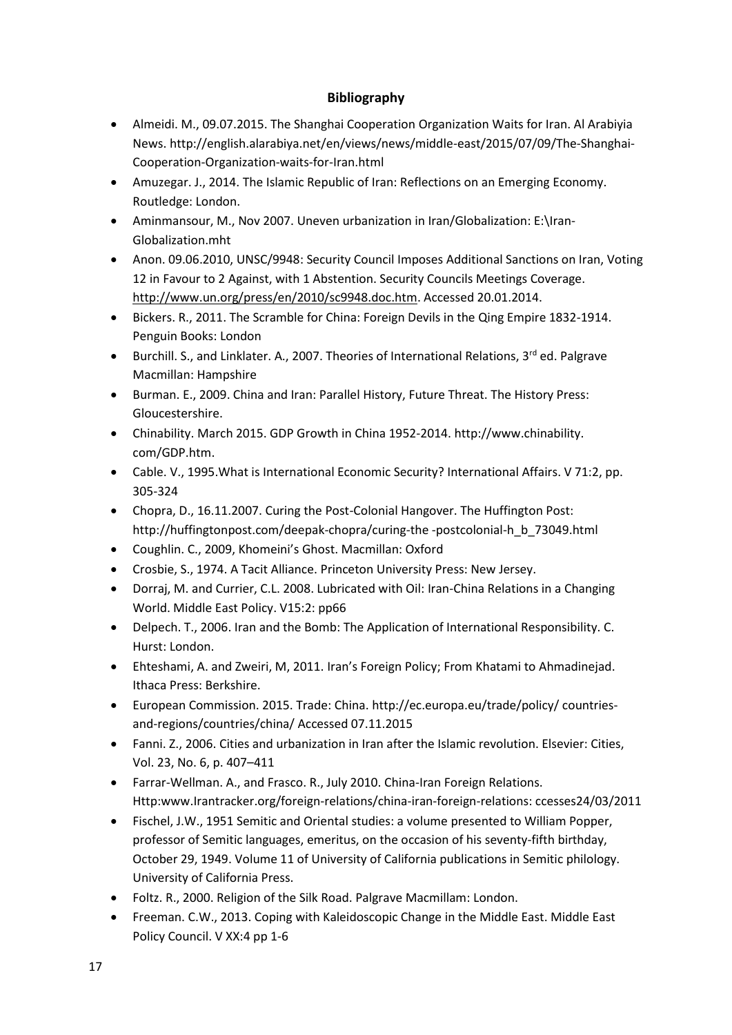## Bibliography

- Almeidi. M., 09.07.2015. The Shanghai Cooperation Organization Waits for Iran. Al Arabiyia News. http://english.alarabiya.net/en/views/news/middle-east/2015/07/09/The-Shanghai-Cooperation-Organization-waits-for-Iran.html
- Amuzegar. J., 2014. The Islamic Republic of Iran: Reflections on an Emerging Economy. Routledge: London.
- Aminmansour, M., Nov 2007. Uneven urbanization in Iran/Globalization: E:\Iran-Globalization.mht
- Anon. 09.06.2010, UNSC/9948: Security Council Imposes Additional Sanctions on Iran, Voting 12 in Favour to 2 Against, with 1 Abstention. Security Councils Meetings Coverage. http://www.un.org/press/en/2010/sc9948.doc.htm. Accessed 20.01.2014.
- Bickers. R., 2011. The Scramble for China: Foreign Devils in the Qing Empire 1832-1914. Penguin Books: London
- Burchill. S., and Linklater. A., 2007. Theories of International Relations, 3rd ed. Palgrave Macmillan: Hampshire
- Burman. E., 2009. China and Iran: Parallel History, Future Threat. The History Press: Gloucestershire.
- Chinability. March 2015. GDP Growth in China 1952-2014. http://www.chinability. com/GDP.htm.
- Cable. V., 1995.What is International Economic Security? International Affairs. V 71:2, pp. 305-324
- Chopra, D., 16.11.2007. Curing the Post-Colonial Hangover. The Huffington Post: http://huffingtonpost.com/deepak-chopra/curing-the -postcolonial-h_b_73049.html
- Coughlin. C., 2009, Khomeini's Ghost. Macmillan: Oxford
- Crosbie, S., 1974. A Tacit Alliance. Princeton University Press: New Jersey.
- Dorraj, M. and Currier, C.L. 2008. Lubricated with Oil: Iran-China Relations in a Changing World. Middle East Policy. V15:2: pp66
- Delpech. T., 2006. Iran and the Bomb: The Application of International Responsibility. C. Hurst: London.
- Ehteshami, A. and Zweiri, M, 2011. Iran's Foreign Policy; From Khatami to Ahmadinejad. Ithaca Press: Berkshire.
- European Commission. 2015. Trade: China. http://ec.europa.eu/trade/policy/ countries-and-regions/countries/china/ Accessed 07.11.2015
- Fanni. Z., 2006. Cities and urbanization in Iran after the Islamic revolution. Elsevier: Cities, Vol. 23, No. 6, p. 407–411
- Farrar-Wellman. A., and Frasco. R., July 2010. China-Iran Foreign Relations. Http:www.Irantracker.org/foreign-relations/china-iran-foreign-relations: ccesses24/03/2011
- Fischel, J.W., 1951 Semitic and Oriental studies: a volume presented to William Popper, professor of Semitic languages, emeritus, on the occasion of his seventy-fifth birthday, October 29, 1949. Volume 11 of University of California publications in Semitic philology. University of California Press.
- Foltz. R., 2000. Religion of the Silk Road. Palgrave Macmillam: London.
- Freeman. C.W., 2013. Coping with Kaleidoscopic Change in the Middle East. Middle East Policy Council. V XX:4 pp 1-6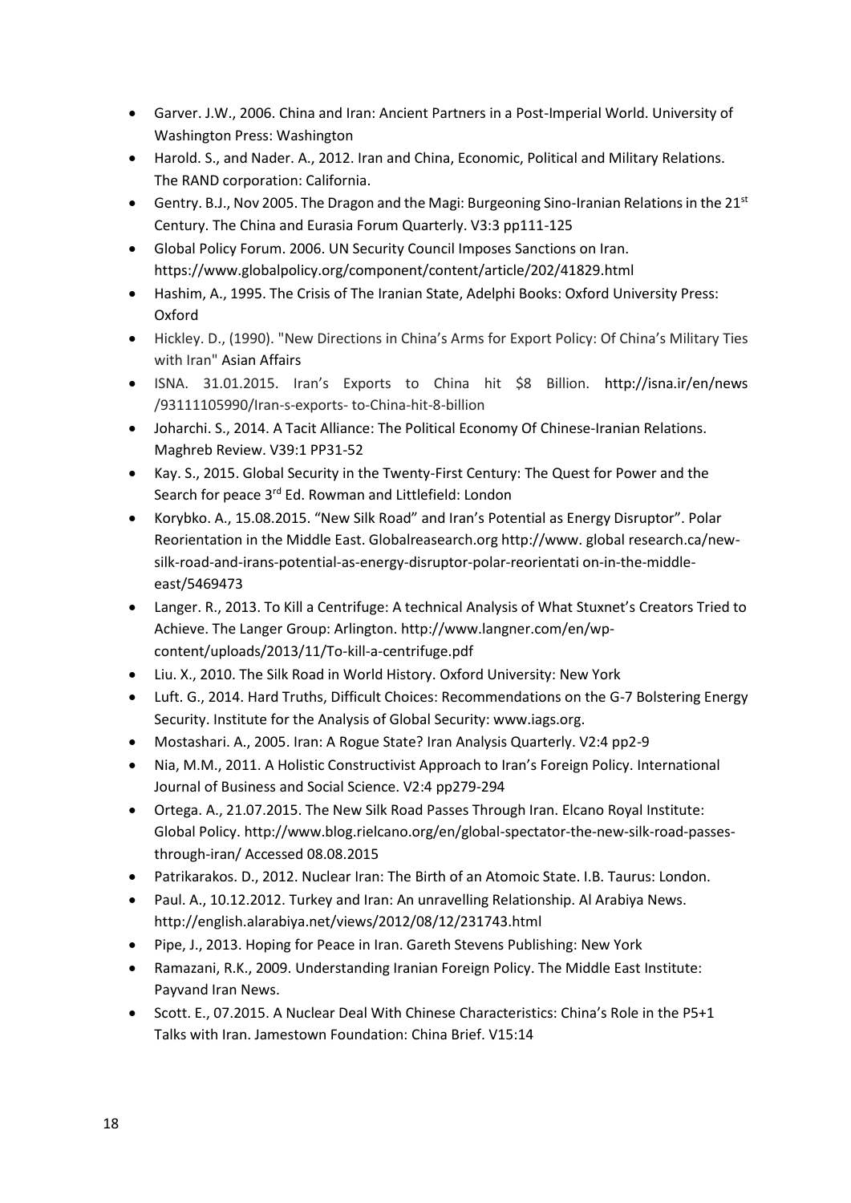- Garver. J.W., 2006. China and Iran: Ancient Partners in a Post-Imperial World. University of Washington Press: Washington
- Harold. S., and Nader. A., 2012. Iran and China, Economic, Political and Military Relations. The RAND corporation: California.
- Gentry. B.J., Nov 2005. The Dragon and the Magi: Burgeoning Sino-Iranian Relations in the 21st Century. The China and Eurasia Forum Quarterly. V3:3 pp111-125
- Global Policy Forum. 2006. UN Security Council Imposes Sanctions on Iran. https://www.globalpolicy.org/component/content/article/202/41829.html
- Hashim, A., 1995. The Crisis of The Iranian State, Adelphi Books: Oxford University Press: Oxford
- Hickley. D., (1990). "New Directions in China's Arms for Export Policy: Of China's Military Ties with Iran" Asian Affairs
- ISNA. 31.01.2015. Iran's Exports to China hit $8 Billion. http://isna.ir/en/news /93111105990/Iran-s-exports- to-China-hit-8-billion
- Joharchi. S., 2014. A Tacit Alliance: The Political Economy Of Chinese-Iranian Relations. Maghreb Review. V39:1 PP31-52
- Kay. S., 2015. Global Security in the Twenty-First Century: The Quest for Power and the Search for peace 3rd Ed. Rowman and Littlefield: London
- Korybko. A., 15.08.2015. "New Silk Road" and Iran's Potential as Energy Disruptor". Polar Reorientation in the Middle East. Globalreasearch.org http://www. global research.ca/new-silk-road-and-irans-potential-as-energy-disruptor-polar-reorientati on-in-the-middle-east/5469473
- Langer. R., 2013. To Kill a Centrifuge: A technical Analysis of What Stuxnet's Creators Tried to Achieve. The Langer Group: Arlington. http://www.langner.com/en/wp-content/uploads/2013/11/To-kill-a-centrifuge.pdf
- Liu. X., 2010. The Silk Road in World History. Oxford University: New York
- Luft. G., 2014. Hard Truths, Difficult Choices: Recommendations on the G-7 Bolstering Energy Security. Institute for the Analysis of Global Security: www.iags.org.
- Mostashari. A., 2005. Iran: A Rogue State? Iran Analysis Quarterly. V2:4 pp2-9
- Nia, M.M., 2011. A Holistic Constructivist Approach to Iran's Foreign Policy. International Journal of Business and Social Science. V2:4 pp279-294
- Ortega. A., 21.07.2015. The New Silk Road Passes Through Iran. Elcano Royal Institute: Global Policy. http://www.blog.rielcano.org/en/global-spectator-the-new-silk-road-passes-through-iran/ Accessed 08.08.2015
- Patrikarakos. D., 2012. Nuclear Iran: The Birth of an Atomoic State. I.B. Taurus: London.
- Paul. A., 10.12.2012. Turkey and Iran: An unravelling Relationship. Al Arabiya News. http://english.alarabiya.net/views/2012/08/12/231743.html
- Pipe, J., 2013. Hoping for Peace in Iran. Gareth Stevens Publishing: New York
- Ramazani, R.K., 2009. Understanding Iranian Foreign Policy. The Middle East Institute: Payvand Iran News.
- Scott. E., 07.2015. A Nuclear Deal With Chinese Characteristics: China's Role in the P5+1 Talks with Iran. Jamestown Foundation: China Brief. V15:14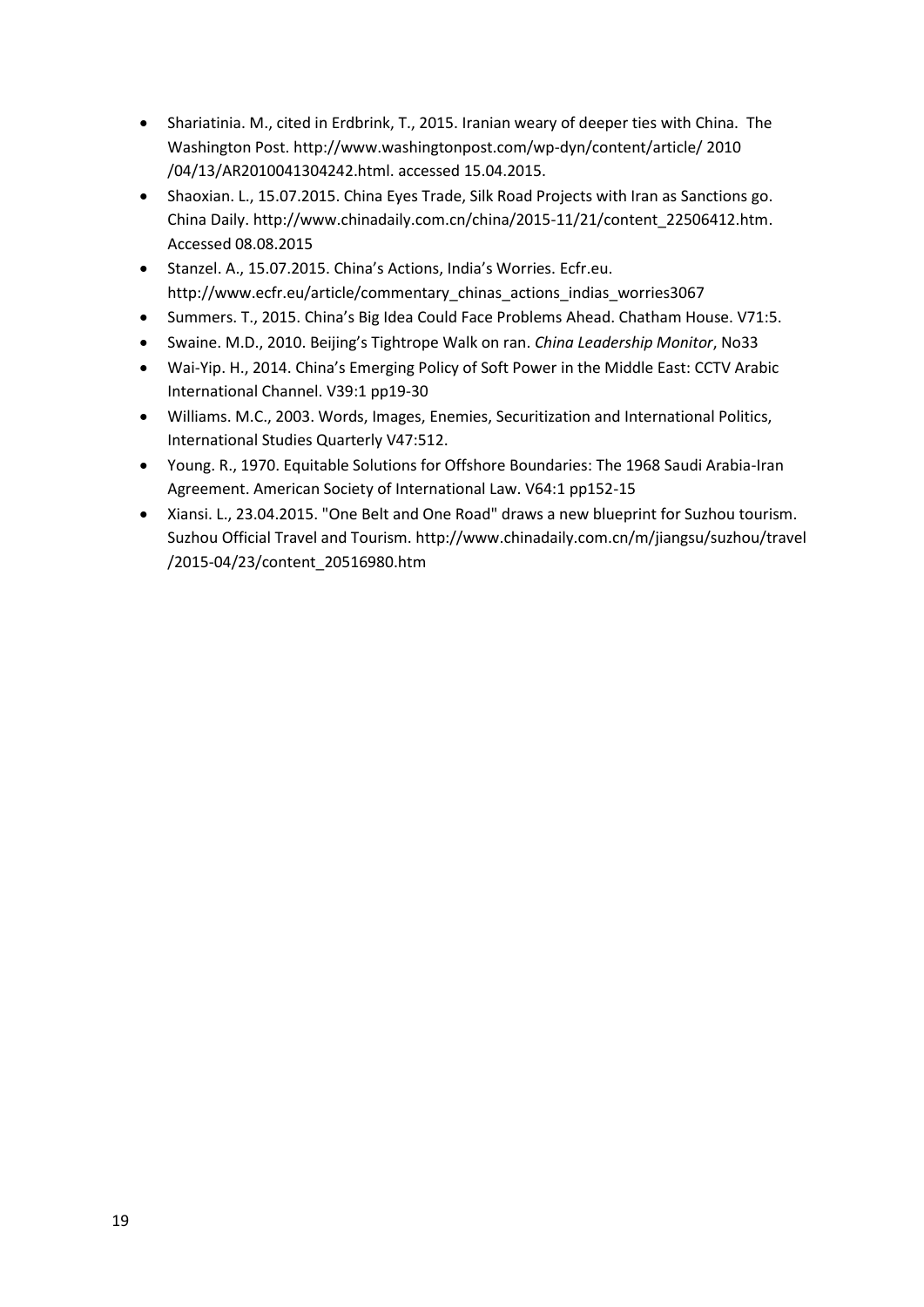- Shariatinia. M., cited in Erdbrink, T., 2015. Iranian weary of deeper ties with China. The Washington Post. http://www.washingtonpost.com/wp-dyn/content/article/ 2010 /04/13/AR2010041304242.html. accessed 15.04.2015.
- Shaoxian. L., 15.07.2015. China Eyes Trade, Silk Road Projects with Iran as Sanctions go. China Daily. http://www.chinadaily.com.cn/china/2015-11/21/content_22506412.htm. Accessed 08.08.2015
- Stanzel. A., 15.07.2015. China's Actions, India's Worries. Ecfr.eu. http://www.ecfr.eu/article/commentary_chinas_actions_indias_worries3067
- Summers. T., 2015. China's Big Idea Could Face Problems Ahead. Chatham House. V71:5.
- Swaine. M.D., 2010. Beijing's Tightrope Walk on ran. *China Leadership Monitor*, No33
- Wai-Yip. H., 2014. China's Emerging Policy of Soft Power in the Middle East: CCTV Arabic International Channel. V39:1 pp19-30
- Williams. M.C., 2003. Words, Images, Enemies, Securitization and International Politics, International Studies Quarterly V47:512.
- Young. R., 1970. Equitable Solutions for Offshore Boundaries: The 1968 Saudi Arabia-Iran Agreement. American Society of International Law. V64:1 pp152-15
- Xiansi. L., 23.04.2015. "One Belt and One Road" draws a new blueprint for Suzhou tourism. Suzhou Official Travel and Tourism. http://www.chinadaily.com.cn/m/jiangsu/suzhou/travel /2015-04/23/content_20516980.htm